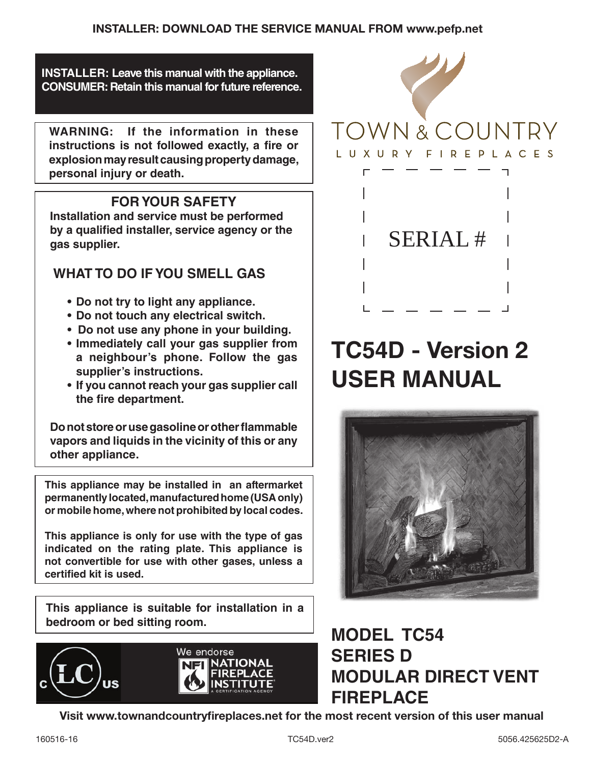**INSTALLER: DOWNLOAD THE SERVICE MANUAL FROM www.pefp.net**

**INSTALLER: Leave this manual with the appliance.**
**CONSUMER: Retain this manual for future reference.**

**WARNING: If the information in these instructions is not followed exactly, a fire or explosion may result causing property damage, personal injury or death.**

## FOR YOUR SAFETY

**Installation and service must be performed by a qualified installer, service agency or the gas supplier.**

## WHAT TO DO IF YOU SMELL GAS

- **Do not try to light any appliance.**
- **Do not touch any electrical switch.**
- **Do not use any phone in your building.**
- **Immediately call your gas supplier from a neighbour's phone. Follow the gas supplier's instructions.**
- **If you cannot reach your gas supplier call the fire department.**

**Do not store or use gasoline or other flammable vapors and liquids in the vicinity of this or any other appliance.**

**This appliance may be installed in an aftermarket permanently located, manufactured home (USA only) or mobile home, where not prohibited by local codes.**

**This appliance is only for use with the type of gas indicated on the rating plate. This appliance is not convertible for use with other gases, unless a certified kit is used.**

**This appliance is suitable for installation in a bedroom or bed sitting room.**

We endorse NATIONAL FIREPLACE INSTITUTE — A CERTIFICATION AGENCY

TOWN & COUNTRY
LUXURY FIREPLACES

SERIAL #

# TC54D - Version 2 USER MANUAL

## MODEL TC54 SERIES D MODULAR DIRECT VENT FIREPLACE

**Visit www.townandcountryfireplaces.net for the most recent version of this user manual**

160516-16 TC54D.ver2 5056.425625D2-A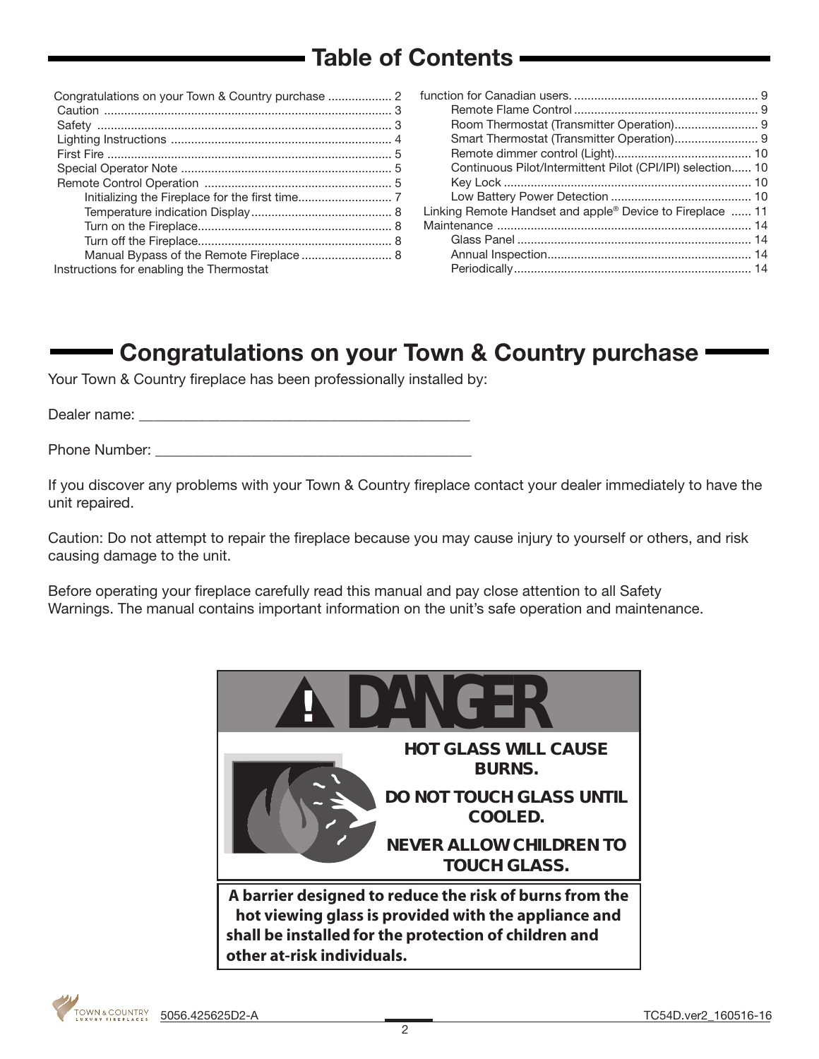## Table of Contents

- Congratulations on your Town & Country purchase .................. 2
- Caution .................................................................................. 3
- Safety .................................................................................... 3
- Lighting Instructions ............................................................... 4
- First Fire ................................................................................ 5
- Special Operator Note ............................................................ 5
- Remote Control Operation ..................................................... 5
  - Initializing the Fireplace for the first time........................... 7
  - Temperature indication Display.......................................... 8
  - Turn on the Fireplace......................................................... 8
  - Turn off the Fireplace......................................................... 8
  - Manual Bypass of the Remote Fireplace ........................... 8
- Instructions for enabling the Thermostat function for Canadian users. ....................................................... 9
  - Remote Flame Control ...................................................... 9
  - Room Thermostat (Transmitter Operation)......................... 9
  - Smart Thermostat (Transmitter Operation)......................... 9
  - Remote dimmer control (Light)......................................... 10
  - Continuous Pilot/Intermittent Pilot (CPI/IPI) selection...... 10
  - Key Lock .......................................................................... 10
  - Low Battery Power Detection .......................................... 10
- Linking Remote Handset and apple® Device to Fireplace ...... 11
- Maintenance ......................................................................... 14
  - Glass Panel ..................................................................... 14
  - Annual Inspection............................................................ 14
  - Periodically...................................................................... 14

## Congratulations on your Town & Country purchase

Your Town & Country fireplace has been professionally installed by:

Dealer name: ____________________________________________

Phone Number: __________________________________________

If you discover any problems with your Town & Country fireplace contact your dealer immediately to have the unit repaired.

Caution: Do not attempt to repair the fireplace because you may cause injury to yourself or others, and risk causing damage to the unit.

Before operating your fireplace carefully read this manual and pay close attention to all Safety Warnings. The manual contains important information on the unit's safe operation and maintenance.

**⚠ DANGER**

**HOT GLASS WILL CAUSE BURNS.**

**DO NOT TOUCH GLASS UNTIL COOLED.**

**NEVER ALLOW CHILDREN TO TOUCH GLASS.**

**A barrier designed to reduce the risk of burns from the hot viewing glass is provided with the appliance and shall be installed for the protection of children and other at-risk individuals.**

5056.425625D2-A TC54D.ver2_160516-16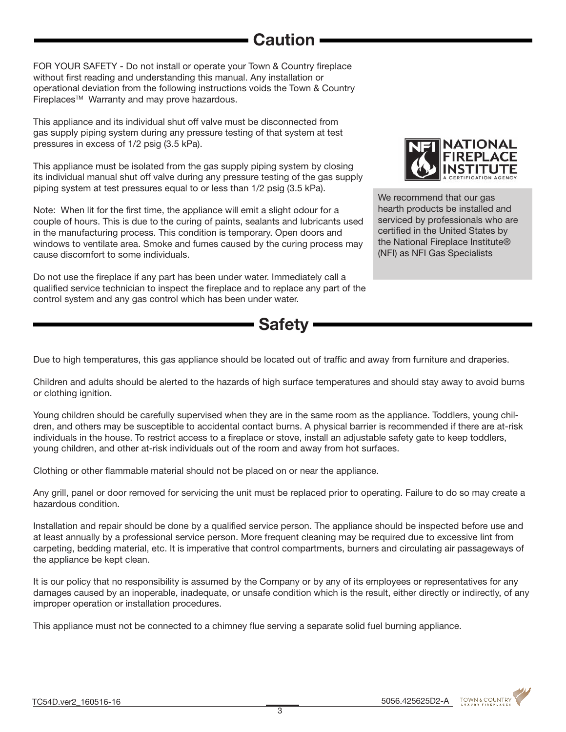# Caution

FOR YOUR SAFETY - Do not install or operate your Town & Country fireplace without first reading and understanding this manual. Any installation or operational deviation from the following instructions voids the Town & Country Fireplaces™ Warranty and may prove hazardous.

This appliance and its individual shut off valve must be disconnected from gas supply piping system during any pressure testing of that system at test pressures in excess of 1/2 psig (3.5 kPa).

This appliance must be isolated from the gas supply piping system by closing its individual manual shut off valve during any pressure testing of the gas supply piping system at test pressures equal to or less than 1/2 psig (3.5 kPa).

Note: When lit for the first time, the appliance will emit a slight odour for a couple of hours. This is due to the curing of paints, sealants and lubricants used in the manufacturing process. This condition is temporary. Open doors and windows to ventilate area. Smoke and fumes caused by the curing process may cause discomfort to some individuals.

Do not use the fireplace if any part has been under water. Immediately call a qualified service technician to inspect the fireplace and to replace any part of the control system and any gas control which has been under water.

NATIONAL FIREPLACE INSTITUTE — A CERTIFICATION AGENCY

We recommend that our gas hearth products be installed and serviced by professionals who are certified in the United States by the National Fireplace Institute® (NFI) as NFI Gas Specialists

# Safety

Due to high temperatures, this gas appliance should be located out of traffic and away from furniture and draperies.

Children and adults should be alerted to the hazards of high surface temperatures and should stay away to avoid burns or clothing ignition.

Young children should be carefully supervised when they are in the same room as the appliance. Toddlers, young children, and others may be susceptible to accidental contact burns. A physical barrier is recommended if there are at-risk individuals in the house. To restrict access to a fireplace or stove, install an adjustable safety gate to keep toddlers, young children, and other at-risk individuals out of the room and away from hot surfaces.

Clothing or other flammable material should not be placed on or near the appliance.

Any grill, panel or door removed for servicing the unit must be replaced prior to operating. Failure to do so may create a hazardous condition.

Installation and repair should be done by a qualified service person. The appliance should be inspected before use and at least annually by a professional service person. More frequent cleaning may be required due to excessive lint from carpeting, bedding material, etc. It is imperative that control compartments, burners and circulating air passageways of the appliance be kept clean.

It is our policy that no responsibility is assumed by the Company or by any of its employees or representatives for any damages caused by an inoperable, inadequate, or unsafe condition which is the result, either directly or indirectly, of any improper operation or installation procedures.

This appliance must not be connected to a chimney flue serving a separate solid fuel burning appliance.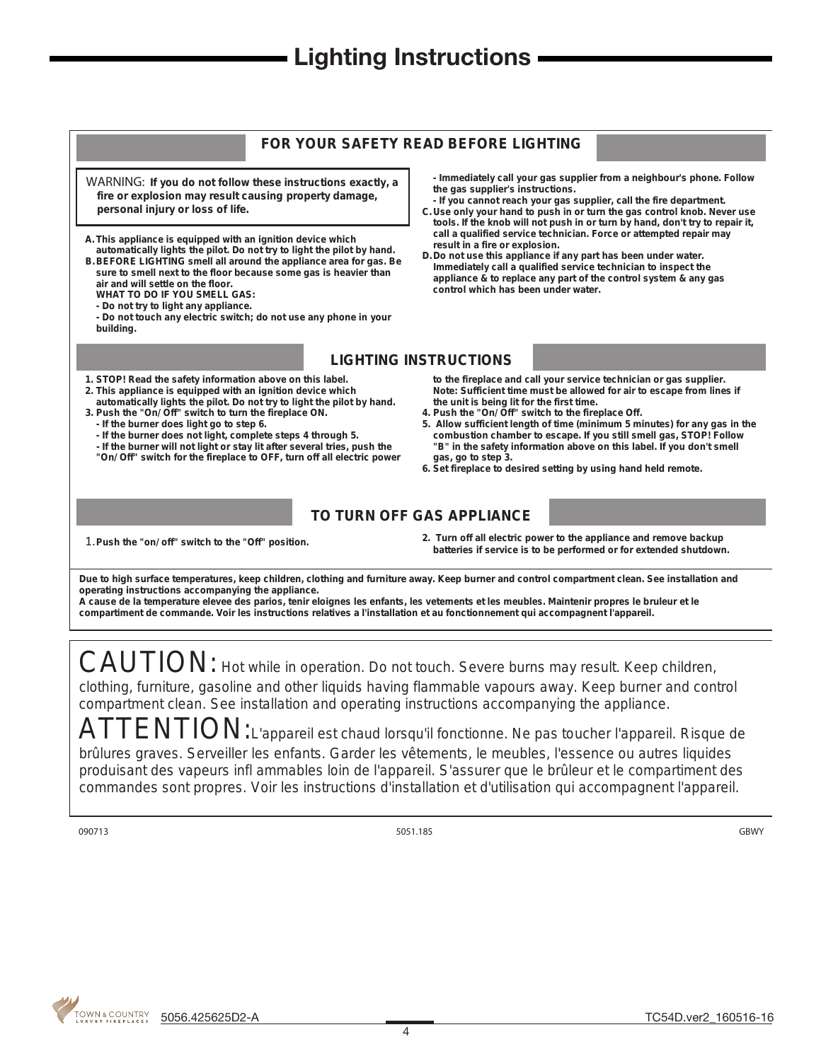# Lighting Instructions

## FOR YOUR SAFETY READ BEFORE LIGHTING

WARNING: **If you do not follow these instructions exactly, a fire or explosion may result causing property damage, personal injury or loss of life.**

**A. This appliance is equipped with an ignition device which automatically lights the pilot. Do not try to light the pilot by hand.**

**B. BEFORE LIGHTING smell all around the appliance area for gas. Be sure to smell next to the floor because some gas is heavier than air and will settle on the floor.**

**WHAT TO DO IF YOU SMELL GAS:**

**- Do not try to light any appliance.**

**- Do not touch any electric switch; do not use any phone in your building.**

**- Immediately call your gas supplier from a neighbour's phone. Follow the gas supplier's instructions.**

**- If you cannot reach your gas supplier, call the fire department.**

**C. Use only your hand to push in or turn the gas control knob. Never use tools. If the knob will not push in or turn by hand, don't try to repair it, call a qualified service technician. Force or attempted repair may result in a fire or explosion.**

**D. Do not use this appliance if any part has been under water. Immediately call a qualified service technician to inspect the appliance & to replace any part of the control system & any gas control which has been under water.**

## LIGHTING INSTRUCTIONS

**1. STOP! Read the safety information above on this label.**

**2. This appliance is equipped with an ignition device which automatically lights the pilot. Do not try to light the pilot by hand.**

**3. Push the "On/Off" switch to turn the fireplace ON.**

**- If the burner does light go to step 6.**

**- If the burner does not light, complete steps 4 through 5.**

**- If the burner will not light or stay lit after several tries, push the "On/Off" switch for the fireplace to OFF, turn off all electric power to the fireplace and call your service technician or gas supplier. Note: Sufficient time must be allowed for air to escape from lines if the unit is being lit for the first time.**

**4. Push the "On/Off" switch to the fireplace Off.**

**5. Allow sufficient length of time (minimum 5 minutes) for any gas in the combustion chamber to escape. If you still smell gas, STOP! Follow "B" in the safety information above on this label. If you don't smell gas, go to step 3.**

**6. Set fireplace to desired setting by using hand held remote.**

## TO TURN OFF GAS APPLIANCE

1. **Push the "on/off" switch to the "Off" position.**

2. **Turn off all electric power to the appliance and remove backup batteries if service is to be performed or for extended shutdown.**

**Due to high surface temperatures, keep children, clothing and furniture away. Keep burner and control compartment clean. See installation and operating instructions accompanying the appliance.**

**A cause de la temperature elevee des parios, tenir eloignes les enfants, les vetements et les meubles. Maintenir propres le bruleur et le compartiment de commande. Voir les instructions relatives a l'installation et au fonctionnement qui accompagnent l'appareil.**

CAUTION: Hot while in operation. Do not touch. Severe burns may result. Keep children, clothing, furniture, gasoline and other liquids having flammable vapours away. Keep burner and control compartment clean. See installation and operating instructions accompanying the appliance.

ATTENTION: L'appareil est chaud lorsqu'il fonctionne. Ne pas toucher l'appareil. Risque de brûlures graves. Serveiller les enfants. Garder les vêtements, le meubles, l'essence ou autres liquides produisant des vapeurs infl ammables loin de l'appareil. S'assurer que le brûleur et le compartiment des commandes sont propres. Voir les instructions d'installation et d'utilisation qui accompagnent l'appareil.

090713 5051.185 GBWY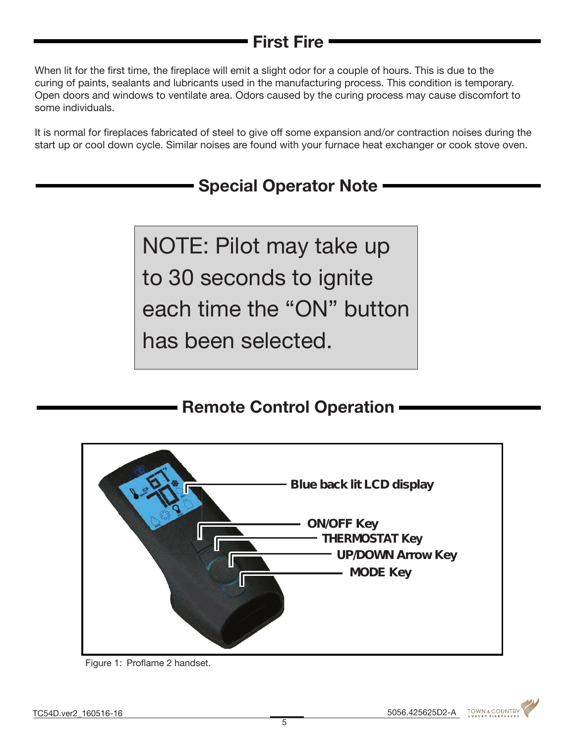## First Fire

When lit for the first time, the fireplace will emit a slight odor for a couple of hours. This is due to the curing of paints, sealants and lubricants used in the manufacturing process. This condition is temporary. Open doors and windows to ventilate area. Odors caused by the curing process may cause discomfort to some individuals.

It is normal for fireplaces fabricated of steel to give off some expansion and/or contraction noises during the start up or cool down cycle. Similar noises are found with your furnace heat exchanger or cook stove oven.

## Special Operator Note

NOTE: Pilot may take up to 30 seconds to ignite each time the "ON" button has been selected.

## Remote Control Operation

- Blue back lit LCD display
- ON/OFF Key
- THERMOSTAT Key
- UP/DOWN Arrow Key
- MODE Key

Figure 1: Proflame 2 handset.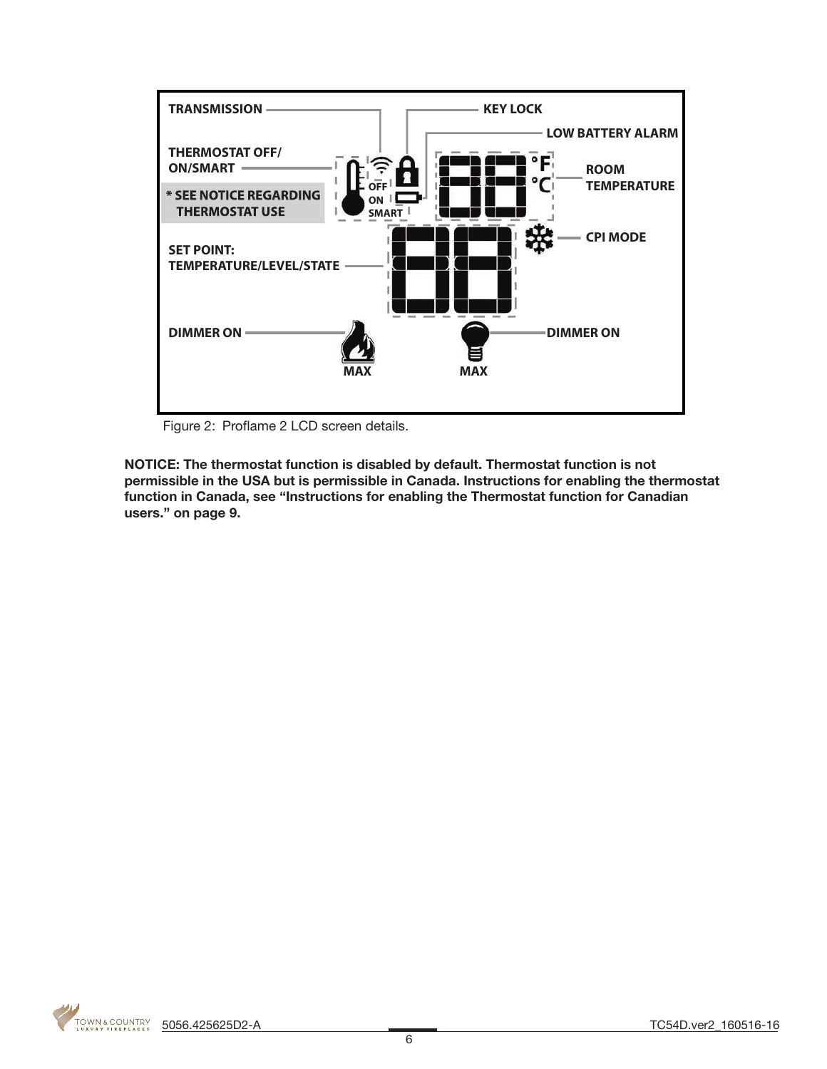TRANSMISSION

KEY LOCK

LOW BATTERY ALARM

THERMOSTAT OFF/ ON/SMART

* SEE NOTICE REGARDING THERMOSTAT USE

OFF
ON
SMART

°F
°C

ROOM TEMPERATURE

CPI MODE

SET POINT: TEMPERATURE/LEVEL/STATE

DIMMER ON

MAX

MAX

DIMMER ON

Figure 2: Proflame 2 LCD screen details.

**NOTICE: The thermostat function is disabled by default. Thermostat function is not permissible in the USA but is permissible in Canada. Instructions for enabling the thermostat function in Canada, see "Instructions for enabling the Thermostat function for Canadian users." on page 9.**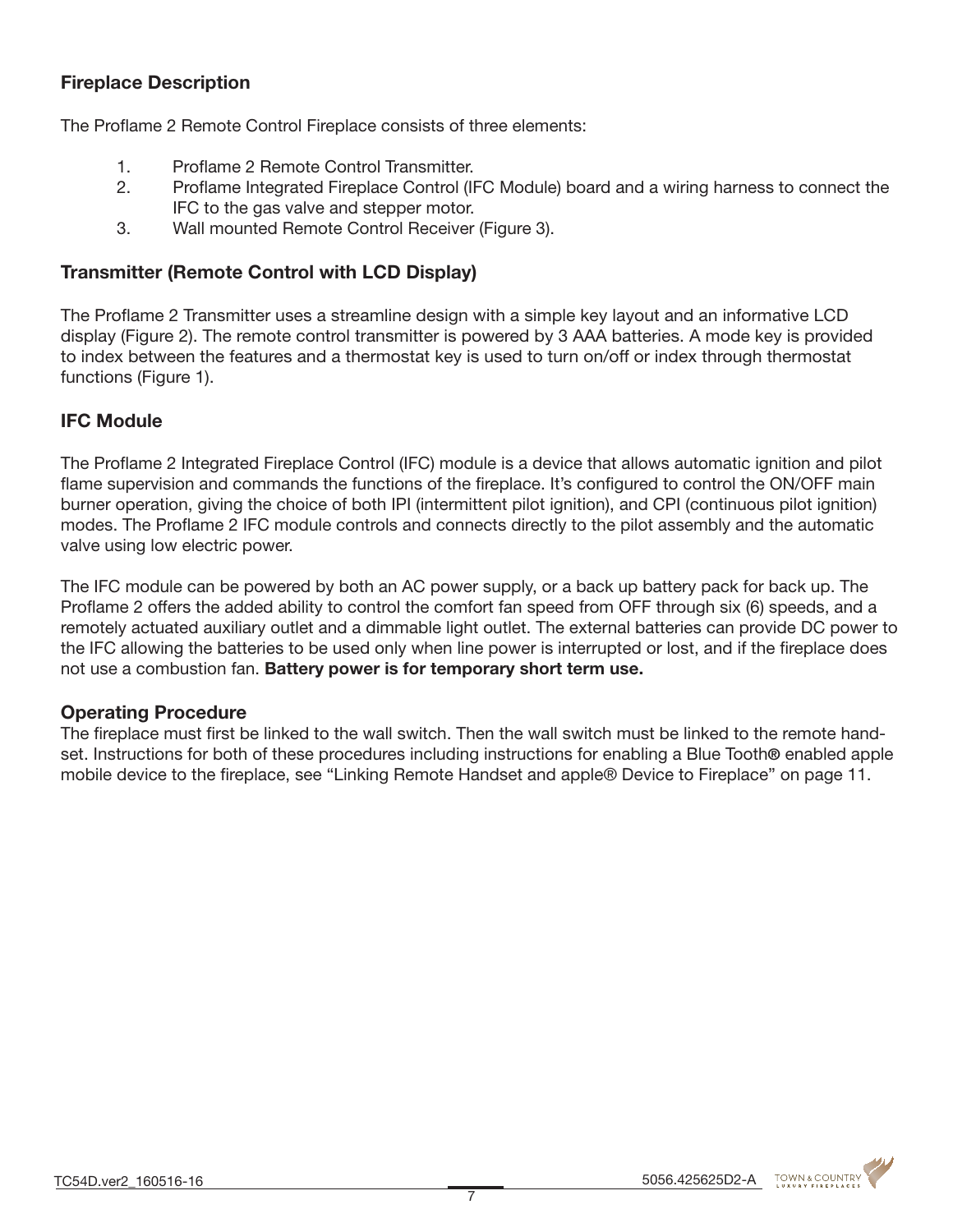## Fireplace Description

The Proflame 2 Remote Control Fireplace consists of three elements:

1. Proflame 2 Remote Control Transmitter.
2. Proflame Integrated Fireplace Control (IFC Module) board and a wiring harness to connect the IFC to the gas valve and stepper motor.
3. Wall mounted Remote Control Receiver (Figure 3).

## Transmitter (Remote Control with LCD Display)

The Proflame 2 Transmitter uses a streamline design with a simple key layout and an informative LCD display (Figure 2). The remote control transmitter is powered by 3 AAA batteries. A mode key is provided to index between the features and a thermostat key is used to turn on/off or index through thermostat functions (Figure 1).

## IFC Module

The Proflame 2 Integrated Fireplace Control (IFC) module is a device that allows automatic ignition and pilot flame supervision and commands the functions of the fireplace. It's configured to control the ON/OFF main burner operation, giving the choice of both IPI (intermittent pilot ignition), and CPI (continuous pilot ignition) modes. The Proflame 2 IFC module controls and connects directly to the pilot assembly and the automatic valve using low electric power.

The IFC module can be powered by both an AC power supply, or a back up battery pack for back up. The Proflame 2 offers the added ability to control the comfort fan speed from OFF through six (6) speeds, and a remotely actuated auxiliary outlet and a dimmable light outlet. The external batteries can provide DC power to the IFC allowing the batteries to be used only when line power is interrupted or lost, and if the fireplace does not use a combustion fan. **Battery power is for temporary short term use.**

## Operating Procedure

The fireplace must first be linked to the wall switch. Then the wall switch must be linked to the remote hand-set. Instructions for both of these procedures including instructions for enabling a Blue Tooth® enabled apple mobile device to the fireplace, see "Linking Remote Handset and apple® Device to Fireplace" on page 11.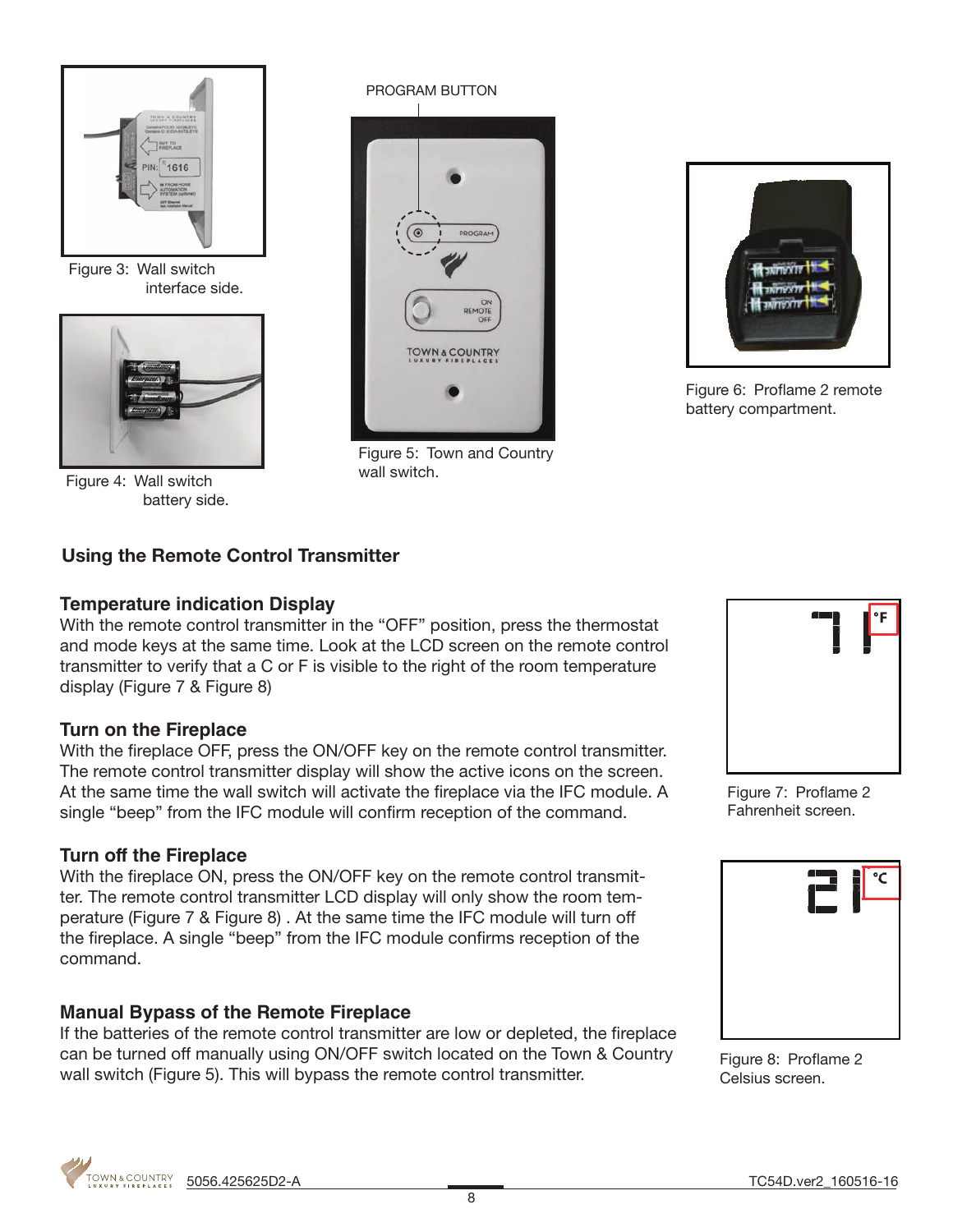Figure 3: Wall switch interface side.

Figure 4: Wall switch battery side.

PROGRAM BUTTON

Figure 5: Town and Country wall switch.

Figure 6: Proflame 2 remote battery compartment.

## Using the Remote Control Transmitter

### Temperature indication Display

With the remote control transmitter in the "OFF" position, press the thermostat and mode keys at the same time. Look at the LCD screen on the remote control transmitter to verify that a C or F is visible to the right of the room temperature display (Figure 7 & Figure 8)

Figure 7: Proflame 2 Fahrenheit screen.

### Turn on the Fireplace

With the fireplace OFF, press the ON/OFF key on the remote control transmitter. The remote control transmitter display will show the active icons on the screen. At the same time the wall switch will activate the fireplace via the IFC module. A single "beep" from the IFC module will confirm reception of the command.

### Turn off the Fireplace

With the fireplace ON, press the ON/OFF key on the remote control transmitter. The remote control transmitter LCD display will only show the room temperature (Figure 7 & Figure 8) . At the same time the IFC module will turn off the fireplace. A single "beep" from the IFC module confirms reception of the command.

Figure 8: Proflame 2 Celsius screen.

### Manual Bypass of the Remote Fireplace

If the batteries of the remote control transmitter are low or depleted, the fireplace can be turned off manually using ON/OFF switch located on the Town & Country wall switch (Figure 5). This will bypass the remote control transmitter.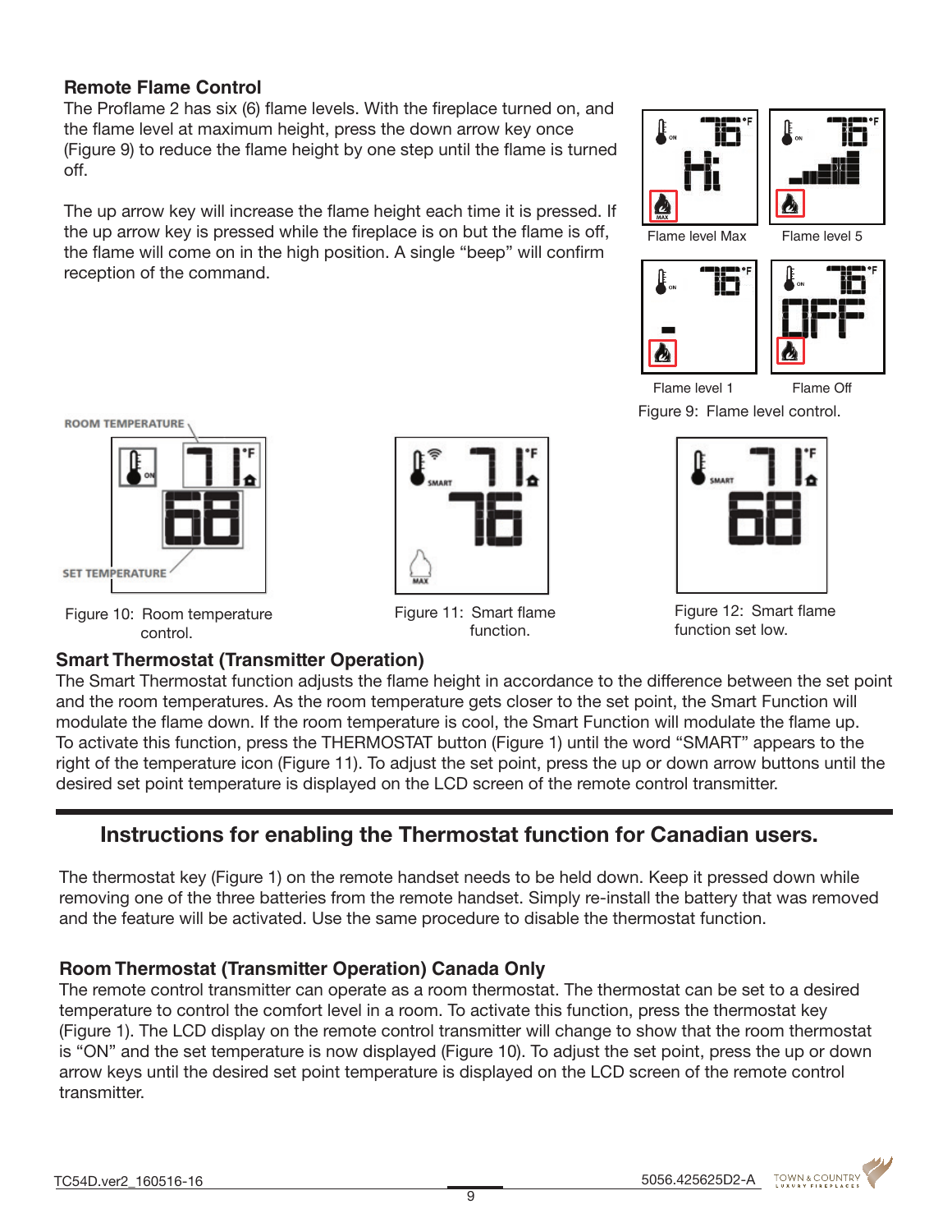### Remote Flame Control

The Proflame 2 has six (6) flame levels. With the fireplace turned on, and the flame level at maximum height, press the down arrow key once (Figure 9) to reduce the flame height by one step until the flame is turned off.

The up arrow key will increase the flame height each time it is pressed. If the up arrow key is pressed while the fireplace is on but the flame is off, the flame will come on in the high position. A single "beep" will confirm reception of the command.

Flame level Max

Flame level 5

Flame level 1

Flame Off

Figure 9: Flame level control.

ROOM TEMPERATURE

SET TEMPERATURE

Figure 10: Room temperature control.

Figure 11: Smart flame function.

Figure 12: Smart flame function set low.

### Smart Thermostat (Transmitter Operation)

The Smart Thermostat function adjusts the flame height in accordance to the difference between the set point and the room temperatures. As the room temperature gets closer to the set point, the Smart Function will modulate the flame down. If the room temperature is cool, the Smart Function will modulate the flame up. To activate this function, press the THERMOSTAT button (Figure 1) until the word "SMART" appears to the right of the temperature icon (Figure 11). To adjust the set point, press the up or down arrow buttons until the desired set point temperature is displayed on the LCD screen of the remote control transmitter.

## Instructions for enabling the Thermostat function for Canadian users.

The thermostat key (Figure 1) on the remote handset needs to be held down. Keep it pressed down while removing one of the three batteries from the remote handset. Simply re-install the battery that was removed and the feature will be activated. Use the same procedure to disable the thermostat function.

### Room Thermostat (Transmitter Operation) Canada Only

The remote control transmitter can operate as a room thermostat. The thermostat can be set to a desired temperature to control the comfort level in a room. To activate this function, press the thermostat key (Figure 1). The LCD display on the remote control transmitter will change to show that the room thermostat is "ON" and the set temperature is now displayed (Figure 10). To adjust the set point, press the up or down arrow keys until the desired set point temperature is displayed on the LCD screen of the remote control transmitter.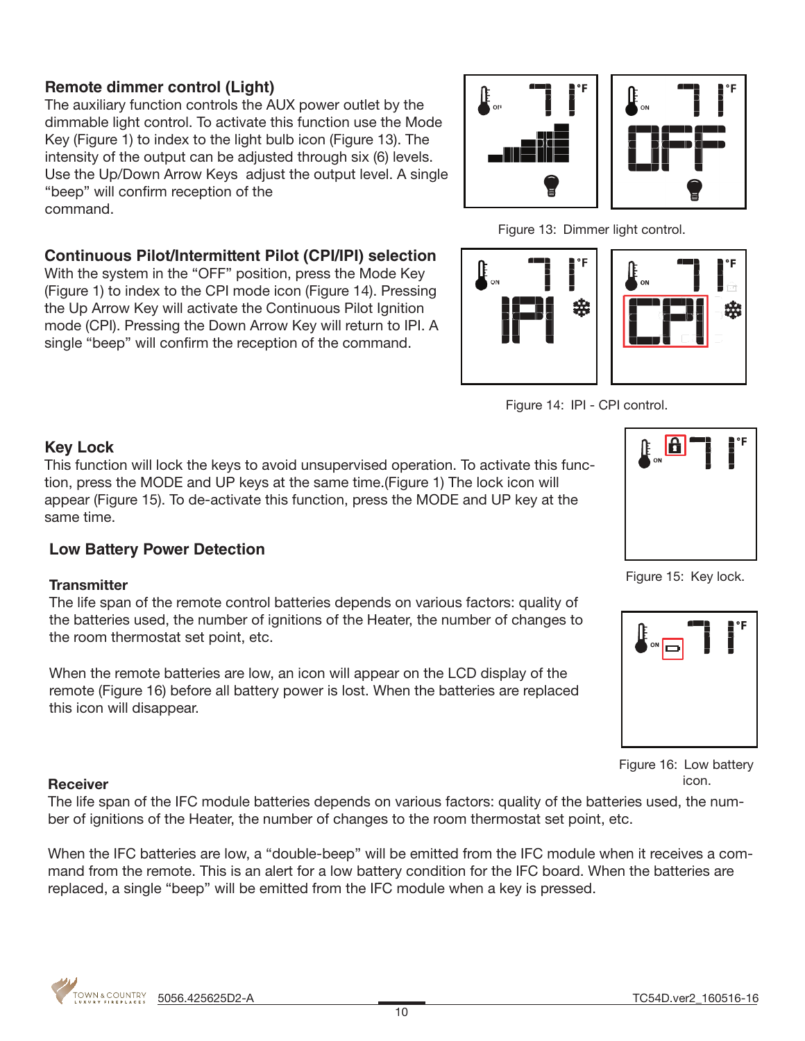## Remote dimmer control (Light)

The auxiliary function controls the AUX power outlet by the dimmable light control. To activate this function use the Mode Key (Figure 1) to index to the light bulb icon (Figure 13). The intensity of the output can be adjusted through six (6) levels. Use the Up/Down Arrow Keys adjust the output level. A single "beep" will confirm reception of the command.

Figure 13: Dimmer light control.

## Continuous Pilot/Intermittent Pilot (CPI/IPI) selection

With the system in the "OFF" position, press the Mode Key (Figure 1) to index to the CPI mode icon (Figure 14). Pressing the Up Arrow Key will activate the Continuous Pilot Ignition mode (CPI). Pressing the Down Arrow Key will return to IPI. A single "beep" will confirm the reception of the command.

Figure 14: IPI - CPI control.

## Key Lock

This function will lock the keys to avoid unsupervised operation. To activate this function, press the MODE and UP keys at the same time.(Figure 1) The lock icon will appear (Figure 15). To de-activate this function, press the MODE and UP key at the same time.

Figure 15: Key lock.

## Low Battery Power Detection

### Transmitter

The life span of the remote control batteries depends on various factors: quality of the batteries used, the number of ignitions of the Heater, the number of changes to the room thermostat set point, etc.

When the remote batteries are low, an icon will appear on the LCD display of the remote (Figure 16) before all battery power is lost. When the batteries are replaced this icon will disappear.

Figure 16: Low battery icon.

### Receiver

The life span of the IFC module batteries depends on various factors: quality of the batteries used, the number of ignitions of the Heater, the number of changes to the room thermostat set point, etc.

When the IFC batteries are low, a "double-beep" will be emitted from the IFC module when it receives a command from the remote. This is an alert for a low battery condition for the IFC board. When the batteries are replaced, a single "beep" will be emitted from the IFC module when a key is pressed.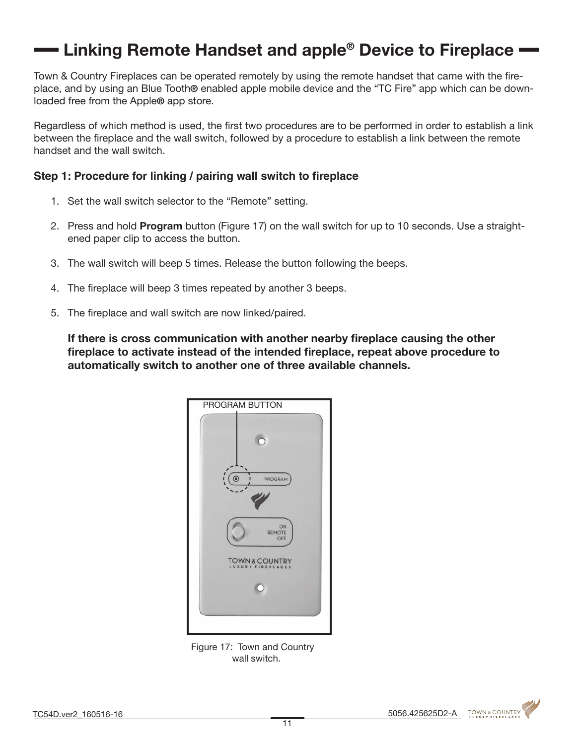# Linking Remote Handset and apple® Device to Fireplace

Town & Country Fireplaces can be operated remotely by using the remote handset that came with the fireplace, and by using an Blue Tooth® enabled apple mobile device and the "TC Fire" app which can be downloaded free from the Apple® app store.

Regardless of which method is used, the first two procedures are to be performed in order to establish a link between the fireplace and the wall switch, followed by a procedure to establish a link between the remote handset and the wall switch.

### Step 1: Procedure for linking / pairing wall switch to fireplace

1. Set the wall switch selector to the "Remote" setting.
2. Press and hold **Program** button (Figure 17) on the wall switch for up to 10 seconds. Use a straightened paper clip to access the button.
3. The wall switch will beep 5 times. Release the button following the beeps.
4. The fireplace will beep 3 times repeated by another 3 beeps.
5. The fireplace and wall switch are now linked/paired.

   **If there is cross communication with another nearby fireplace causing the other fireplace to activate instead of the intended fireplace, repeat above procedure to automatically switch to another one of three available channels.**

Figure 17: Town and Country wall switch.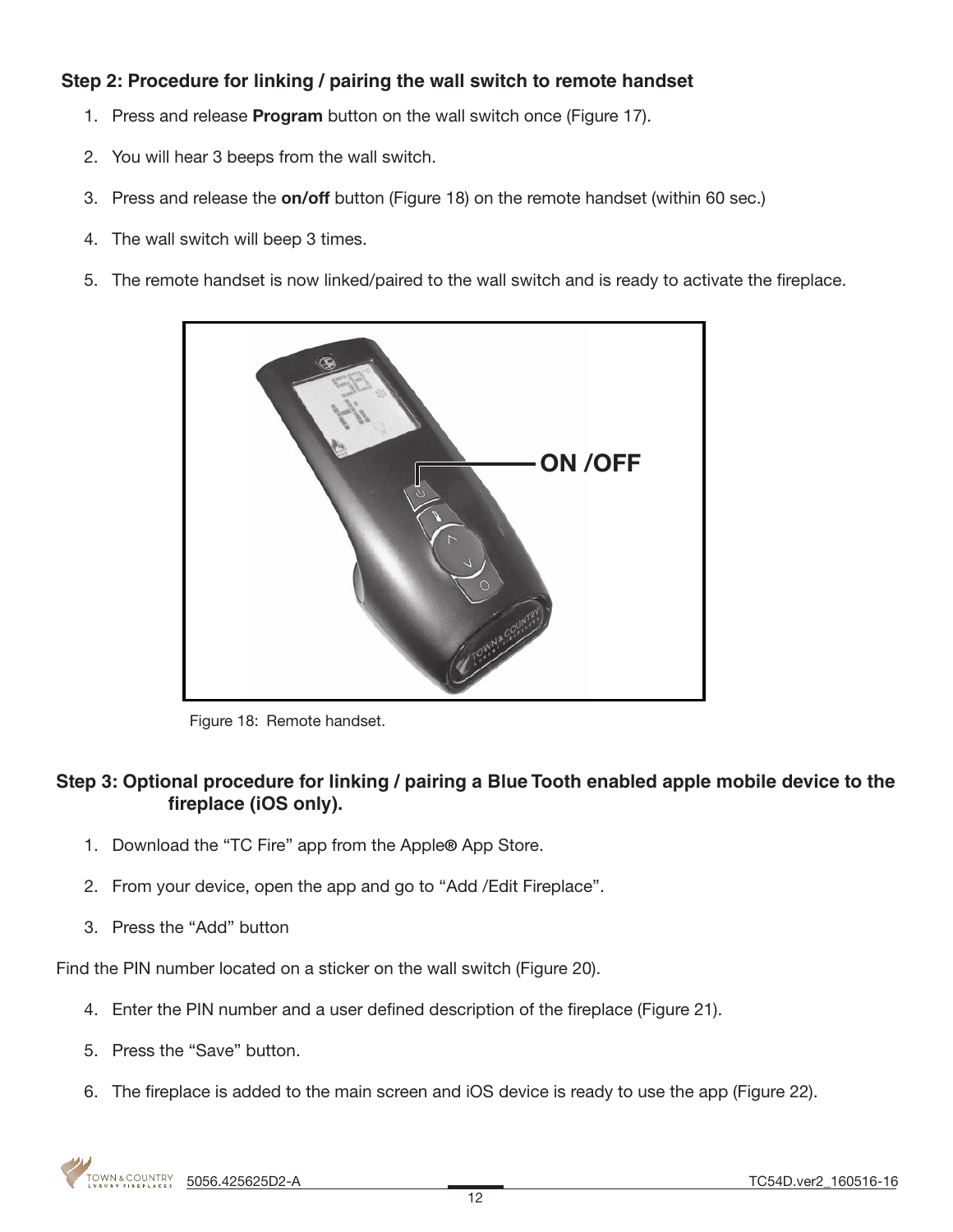### Step 2: Procedure for linking / pairing the wall switch to remote handset

1. Press and release **Program** button on the wall switch once (Figure 17).
2. You will hear 3 beeps from the wall switch.
3. Press and release the **on/off** button (Figure 18) on the remote handset (within 60 sec.)
4. The wall switch will beep 3 times.
5. The remote handset is now linked/paired to the wall switch and is ready to activate the fireplace.

ON /OFF

Figure 18: Remote handset.

### Step 3: Optional procedure for linking / pairing a Blue Tooth enabled apple mobile device to the fireplace (iOS only).

1. Download the “TC Fire” app from the Apple® App Store.
2. From your device, open the app and go to “Add /Edit Fireplace”.
3. Press the “Add” button

Find the PIN number located on a sticker on the wall switch (Figure 20).

4. Enter the PIN number and a user defined description of the fireplace (Figure 21).
5. Press the “Save” button.
6. The fireplace is added to the main screen and iOS device is ready to use the app (Figure 22).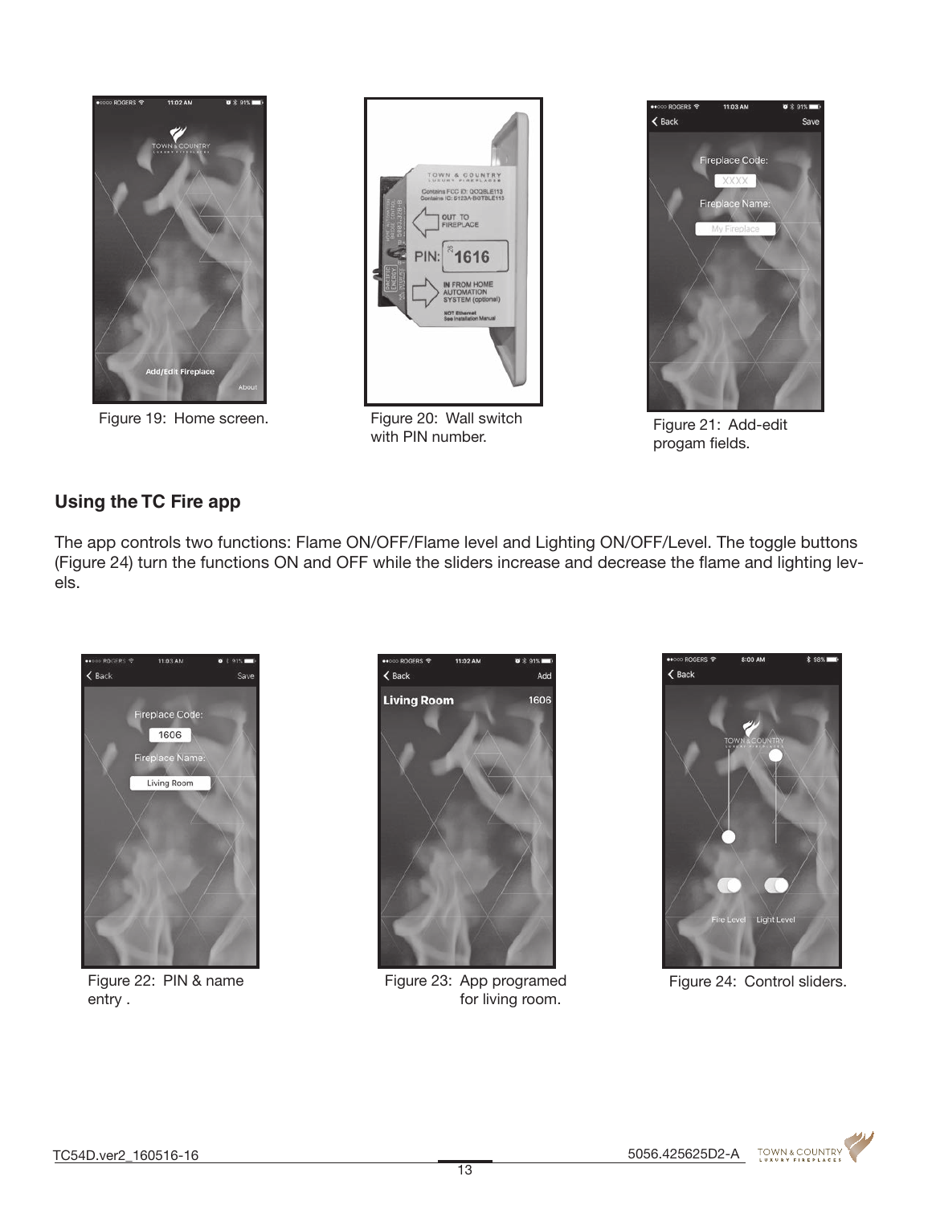Figure 19: Home screen.

Figure 20: Wall switch with PIN number.

Figure 21: Add-edit progam fields.

### Using the TC Fire app

The app controls two functions: Flame ON/OFF/Flame level and Lighting ON/OFF/Level. The toggle buttons (Figure 24) turn the functions ON and OFF while the sliders increase and decrease the flame and lighting levels.

Figure 22: PIN & name entry .

Figure 23: App programed for living room.

Figure 24: Control sliders.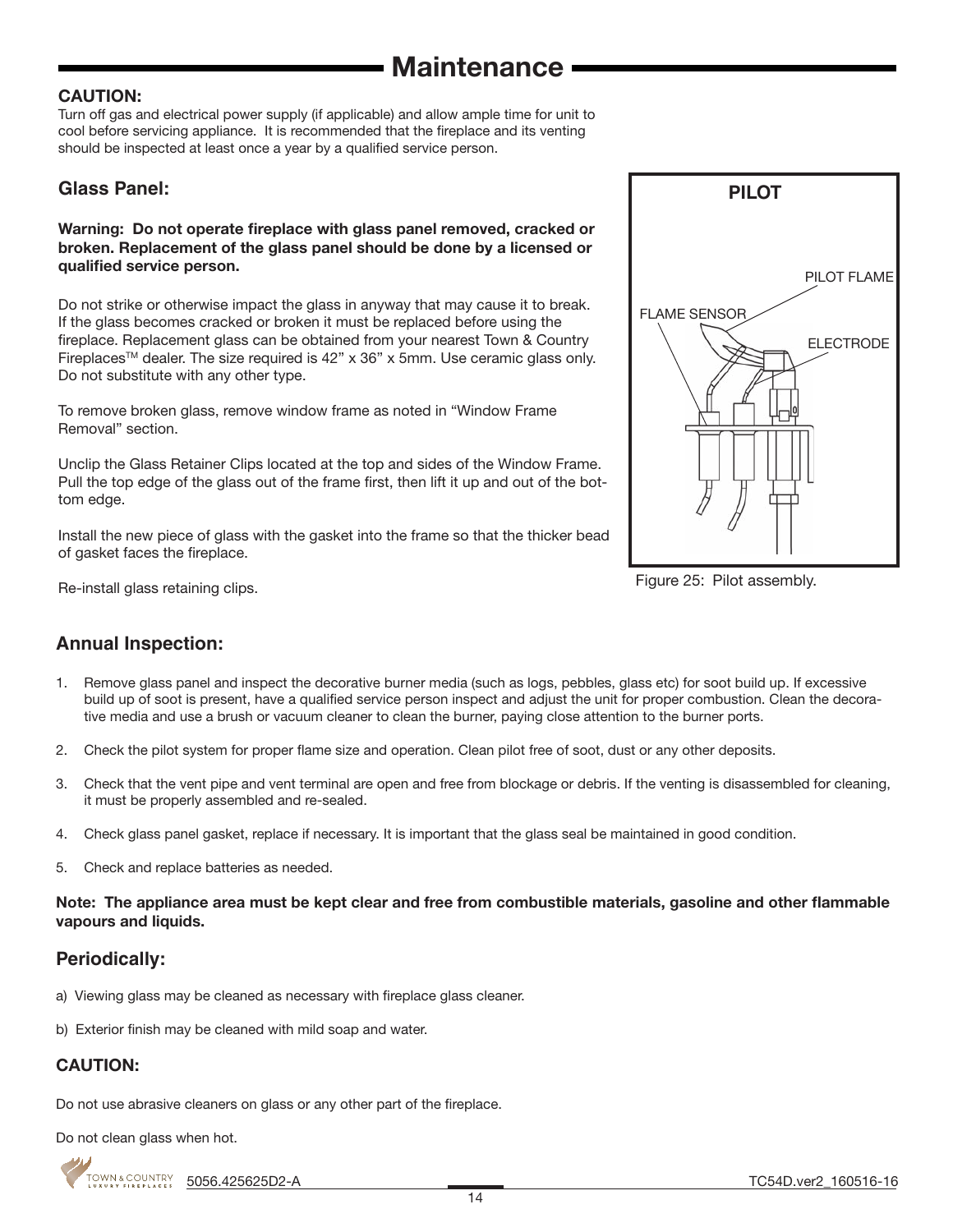# Maintenance

**CAUTION:**
Turn off gas and electrical power supply (if applicable) and allow ample time for unit to cool before servicing appliance. It is recommended that the fireplace and its venting should be inspected at least once a year by a qualified service person.

## Glass Panel:

**Warning: Do not operate fireplace with glass panel removed, cracked or broken. Replacement of the glass panel should be done by a licensed or qualified service person.**

Do not strike or otherwise impact the glass in anyway that may cause it to break. If the glass becomes cracked or broken it must be replaced before using the fireplace. Replacement glass can be obtained from your nearest Town & Country Fireplaces™ dealer. The size required is 42" x 36" x 5mm. Use ceramic glass only. Do not substitute with any other type.

To remove broken glass, remove window frame as noted in "Window Frame Removal" section.

Unclip the Glass Retainer Clips located at the top and sides of the Window Frame. Pull the top edge of the glass out of the frame first, then lift it up and out of the bottom edge.

Install the new piece of glass with the gasket into the frame so that the thicker bead of gasket faces the fireplace.

Re-install glass retaining clips.

PILOT

PILOT FLAME

FLAME SENSOR

ELECTRODE

Figure 25: Pilot assembly.

## Annual Inspection:

1. Remove glass panel and inspect the decorative burner media (such as logs, pebbles, glass etc) for soot build up. If excessive build up of soot is present, have a qualified service person inspect and adjust the unit for proper combustion. Clean the decorative media and use a brush or vacuum cleaner to clean the burner, paying close attention to the burner ports.
2. Check the pilot system for proper flame size and operation. Clean pilot free of soot, dust or any other deposits.
3. Check that the vent pipe and vent terminal are open and free from blockage or debris. If the venting is disassembled for cleaning, it must be properly assembled and re-sealed.
4. Check glass panel gasket, replace if necessary. It is important that the glass seal be maintained in good condition.
5. Check and replace batteries as needed.

**Note: The appliance area must be kept clear and free from combustible materials, gasoline and other flammable vapours and liquids.**

## Periodically:

a) Viewing glass may be cleaned as necessary with fireplace glass cleaner.

b) Exterior finish may be cleaned with mild soap and water.

### CAUTION:

Do not use abrasive cleaners on glass or any other part of the fireplace.

Do not clean glass when hot.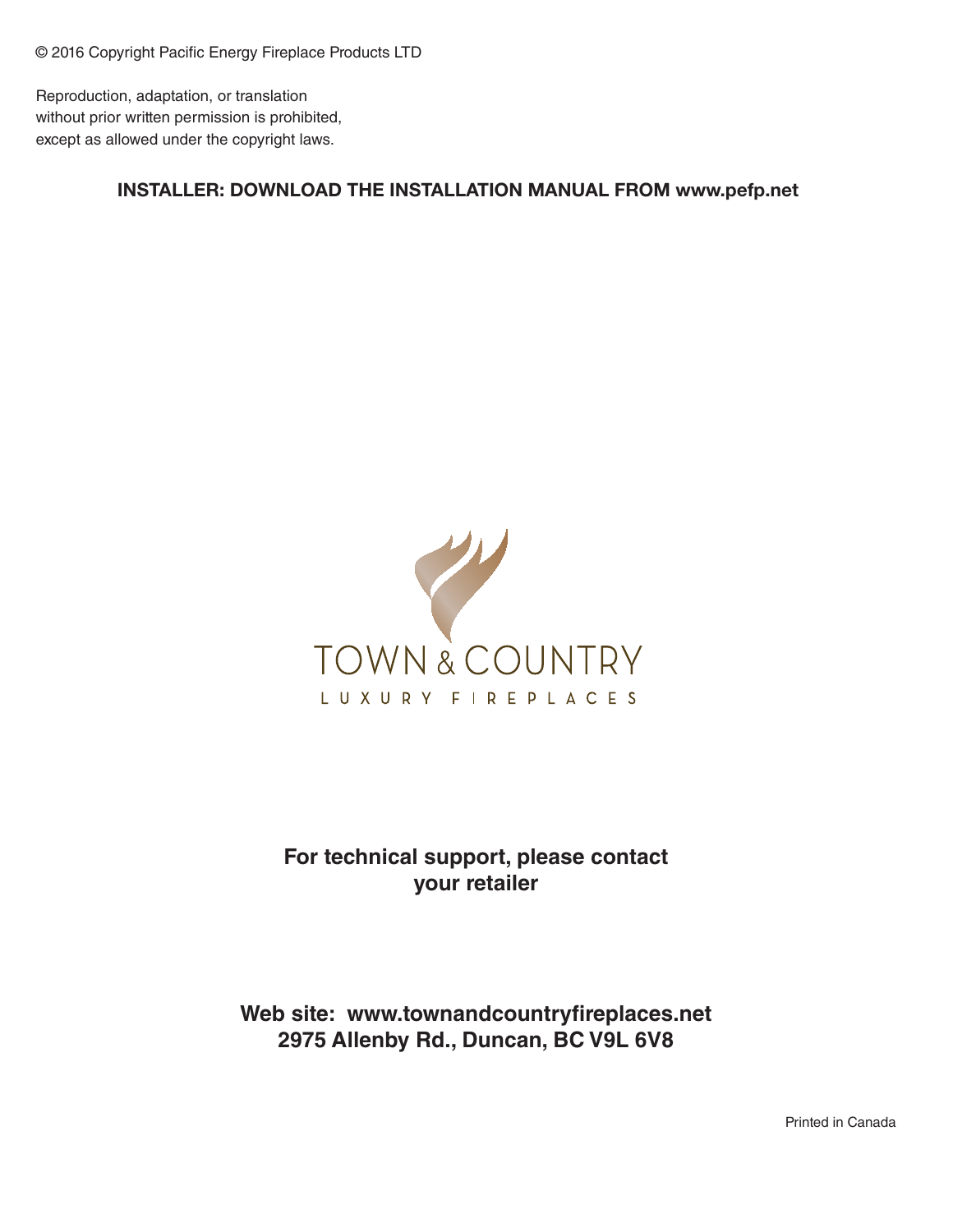© 2016 Copyright Pacific Energy Fireplace Products LTD

Reproduction, adaptation, or translation
without prior written permission is prohibited,
except as allowed under the copyright laws.

**INSTALLER: DOWNLOAD THE INSTALLATION MANUAL FROM www.pefp.net**

TOWN & COUNTRY

LUXURY FIREPLACES

**For technical support, please contact your retailer**

**Web site: www.townandcountryfireplaces.net**
**2975 Allenby Rd., Duncan, BC V9L 6V8**

Printed in Canada